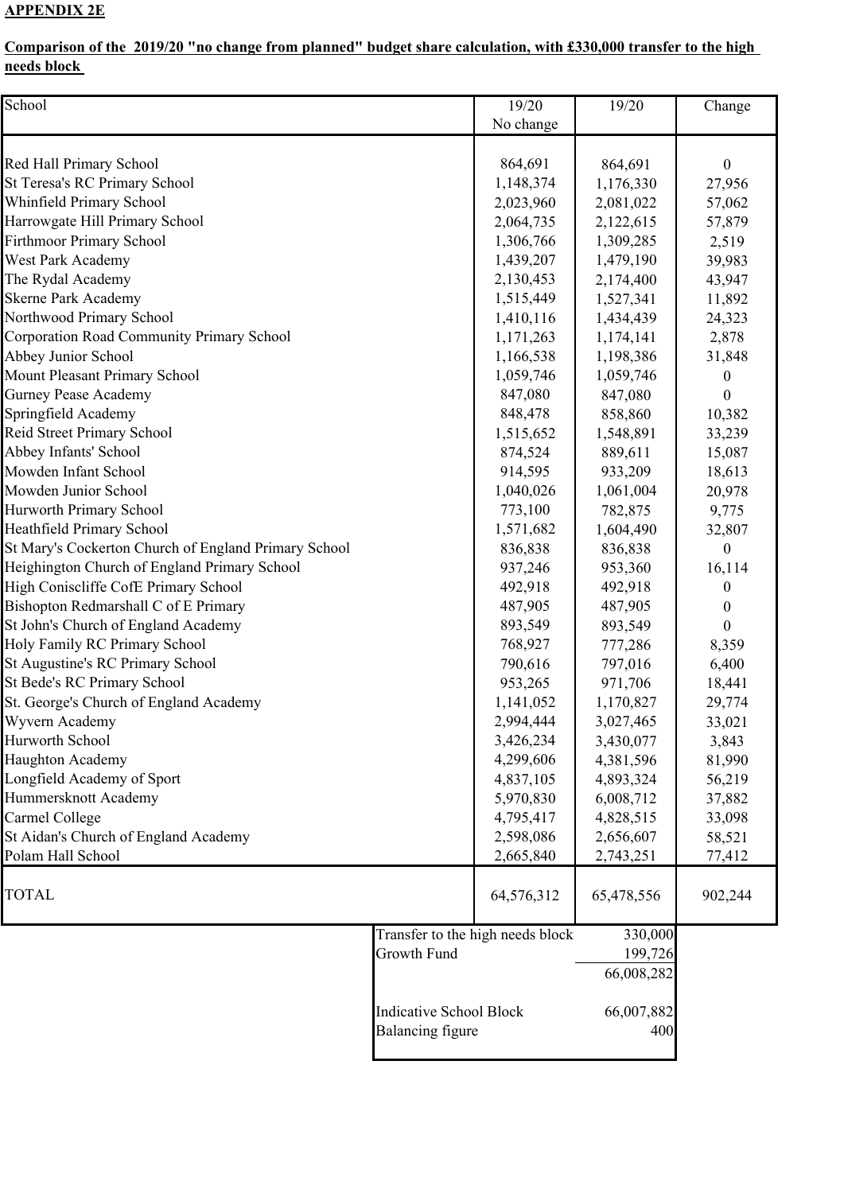**APPENDIX 2E**

**Comparison of the 2019/20 "no change from planned" budget share calculation, with £330,000 transfer to the high needs block**

| School | 19/20 No change | 19/20 | Change |
|---|---|---|---|
| Red Hall Primary School | 864,691 | 864,691 | 0 |
| St Teresa's RC Primary School | 1,148,374 | 1,176,330 | 27,956 |
| Whinfield Primary School | 2,023,960 | 2,081,022 | 57,062 |
| Harrowgate Hill Primary School | 2,064,735 | 2,122,615 | 57,879 |
| Firthmoor Primary School | 1,306,766 | 1,309,285 | 2,519 |
| West Park Academy | 1,439,207 | 1,479,190 | 39,983 |
| The Rydal Academy | 2,130,453 | 2,174,400 | 43,947 |
| Skerne Park Academy | 1,515,449 | 1,527,341 | 11,892 |
| Northwood Primary School | 1,410,116 | 1,434,439 | 24,323 |
| Corporation Road Community Primary School | 1,171,263 | 1,174,141 | 2,878 |
| Abbey Junior School | 1,166,538 | 1,198,386 | 31,848 |
| Mount Pleasant Primary School | 1,059,746 | 1,059,746 | 0 |
| Gurney Pease Academy | 847,080 | 847,080 | 0 |
| Springfield Academy | 848,478 | 858,860 | 10,382 |
| Reid Street Primary School | 1,515,652 | 1,548,891 | 33,239 |
| Abbey Infants' School | 874,524 | 889,611 | 15,087 |
| Mowden Infant School | 914,595 | 933,209 | 18,613 |
| Mowden Junior School | 1,040,026 | 1,061,004 | 20,978 |
| Hurworth Primary School | 773,100 | 782,875 | 9,775 |
| Heathfield Primary School | 1,571,682 | 1,604,490 | 32,807 |
| St Mary's Cockerton Church of England Primary School | 836,838 | 836,838 | 0 |
| Heighington Church of England Primary School | 937,246 | 953,360 | 16,114 |
| High Coniscliffe CofE Primary School | 492,918 | 492,918 | 0 |
| Bishopton Redmarshall C of E Primary | 487,905 | 487,905 | 0 |
| St John's Church of England Academy | 893,549 | 893,549 | 0 |
| Holy Family RC Primary School | 768,927 | 777,286 | 8,359 |
| St Augustine's RC Primary School | 790,616 | 797,016 | 6,400 |
| St Bede's RC Primary School | 953,265 | 971,706 | 18,441 |
| St. George's Church of England Academy | 1,141,052 | 1,170,827 | 29,774 |
| Wyvern Academy | 2,994,444 | 3,027,465 | 33,021 |
| Hurworth School | 3,426,234 | 3,430,077 | 3,843 |
| Haughton Academy | 4,299,606 | 4,381,596 | 81,990 |
| Longfield Academy of Sport | 4,837,105 | 4,893,324 | 56,219 |
| Hummersknott Academy | 5,970,830 | 6,008,712 | 37,882 |
| Carmel College | 4,795,417 | 4,828,515 | 33,098 |
| St Aidan's Church of England Academy | 2,598,086 | 2,656,607 | 58,521 |
| Polam Hall School | 2,665,840 | 2,743,251 | 77,412 |
| TOTAL | 64,576,312 | 65,478,556 | 902,244 |

| | |
|---|---|
| Transfer to the high needs block | 330,000 |
| Growth Fund | 199,726 |
| | 66,008,282 |
| Indicative School Block | 66,007,882 |
| Balancing figure | 400 |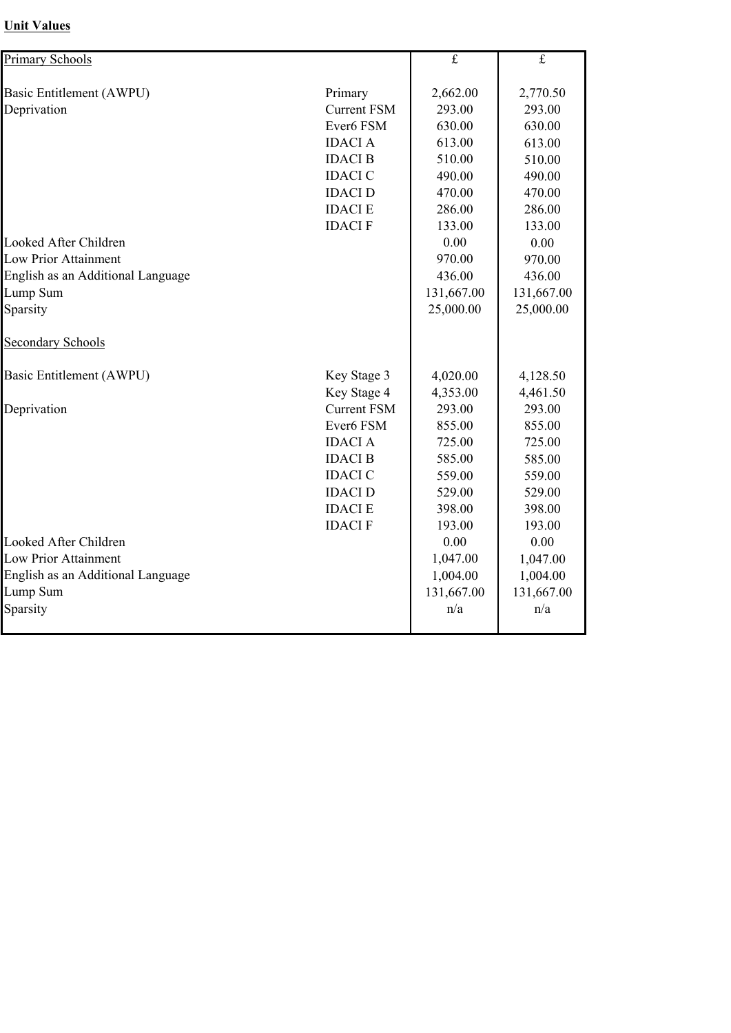**Unit Values**

| | | | |
|---|---|---|---|
| Primary Schools | | £ | £ |
| Basic Entitlement (AWPU) | Primary | 2,662.00 | 2,770.50 |
| Deprivation | Current FSM | 293.00 | 293.00 |
| | Ever6 FSM | 630.00 | 630.00 |
| | IDACI A | 613.00 | 613.00 |
| | IDACI B | 510.00 | 510.00 |
| | IDACI C | 490.00 | 490.00 |
| | IDACI D | 470.00 | 470.00 |
| | IDACI E | 286.00 | 286.00 |
| | IDACI F | 133.00 | 133.00 |
| Looked After Children | | 0.00 | 0.00 |
| Low Prior Attainment | | 970.00 | 970.00 |
| English as an Additional Language | | 436.00 | 436.00 |
| Lump Sum | | 131,667.00 | 131,667.00 |
| Sparsity | | 25,000.00 | 25,000.00 |
| Secondary Schools | | | |
| Basic Entitlement (AWPU) | Key Stage 3 | 4,020.00 | 4,128.50 |
| | Key Stage 4 | 4,353.00 | 4,461.50 |
| Deprivation | Current FSM | 293.00 | 293.00 |
| | Ever6 FSM | 855.00 | 855.00 |
| | IDACI A | 725.00 | 725.00 |
| | IDACI B | 585.00 | 585.00 |
| | IDACI C | 559.00 | 559.00 |
| | IDACI D | 529.00 | 529.00 |
| | IDACI E | 398.00 | 398.00 |
| | IDACI F | 193.00 | 193.00 |
| Looked After Children | | 0.00 | 0.00 |
| Low Prior Attainment | | 1,047.00 | 1,047.00 |
| English as an Additional Language | | 1,004.00 | 1,004.00 |
| Lump Sum | | 131,667.00 | 131,667.00 |
| Sparsity | | n/a | n/a |